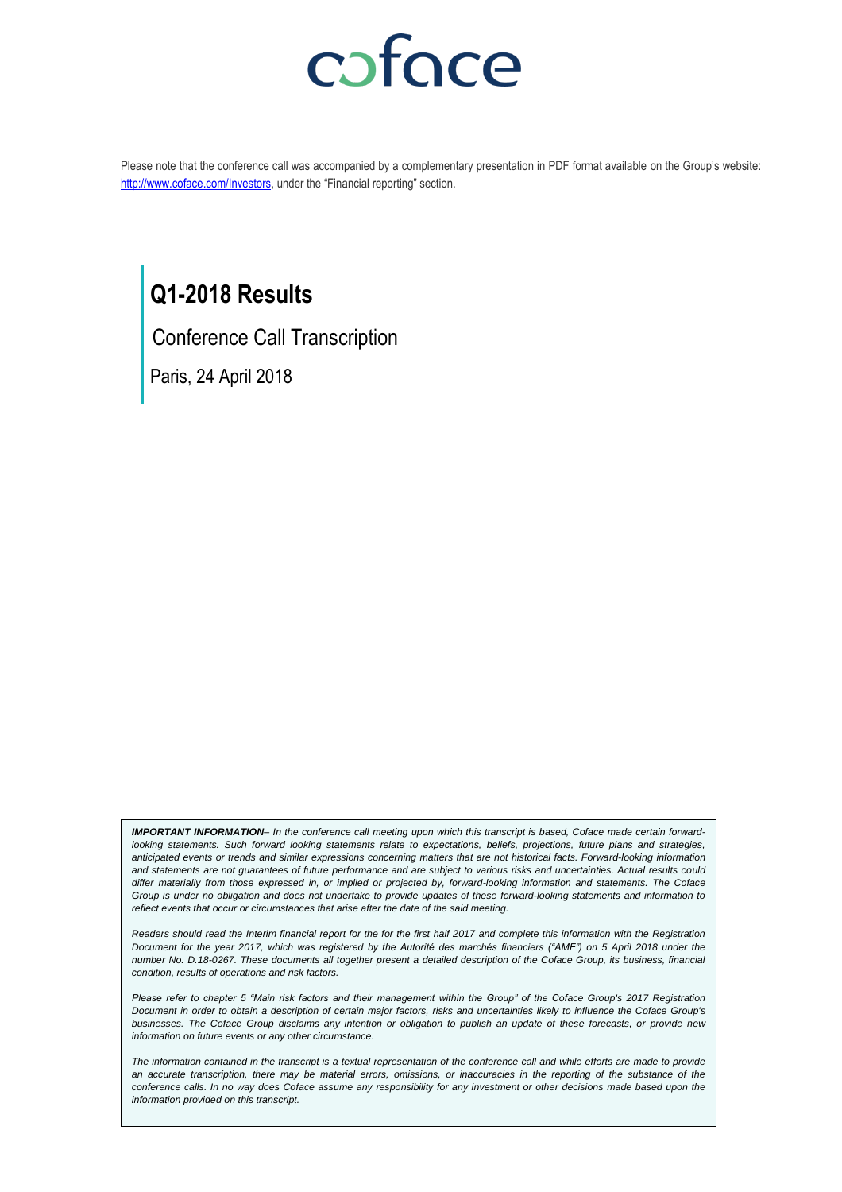coface

Please note that the conference call was accompanied by a complementary presentation in PDF format available on the Group's website: [http://www.coface.com/Investors](http://www.coface.com/Investors), under the "Financial reporting" section.

# Q1-2018 Results

Conference Call Transcription

Paris, 24 April 2018

***IMPORTANT INFORMATION***– *In the conference call meeting upon which this transcript is based, Coface made certain forward-looking statements. Such forward looking statements relate to expectations, beliefs, projections, future plans and strategies, anticipated events or trends and similar expressions concerning matters that are not historical facts. Forward-looking information and statements are not guarantees of future performance and are subject to various risks and uncertainties. Actual results could differ materially from those expressed in, or implied or projected by, forward-looking information and statements. The Coface Group is under no obligation and does not undertake to provide updates of these forward-looking statements and information to reflect events that occur or circumstances that arise after the date of the said meeting.*

*Readers should read the Interim financial report for the for the first half 2017 and complete this information with the Registration Document for the year 2017, which was registered by the Autorité des marchés financiers ("AMF") on 5 April 2018 under the number No. D.18-0267. These documents all together present a detailed description of the Coface Group, its business, financial condition, results of operations and risk factors.*

*Please refer to chapter 5 "Main risk factors and their management within the Group" of the Coface Group's 2017 Registration Document in order to obtain a description of certain major factors, risks and uncertainties likely to influence the Coface Group's businesses. The Coface Group disclaims any intention or obligation to publish an update of these forecasts, or provide new information on future events or any other circumstance.*

*The information contained in the transcript is a textual representation of the conference call and while efforts are made to provide an accurate transcription, there may be material errors, omissions, or inaccuracies in the reporting of the substance of the conference calls. In no way does Coface assume any responsibility for any investment or other decisions made based upon the information provided on this transcript.*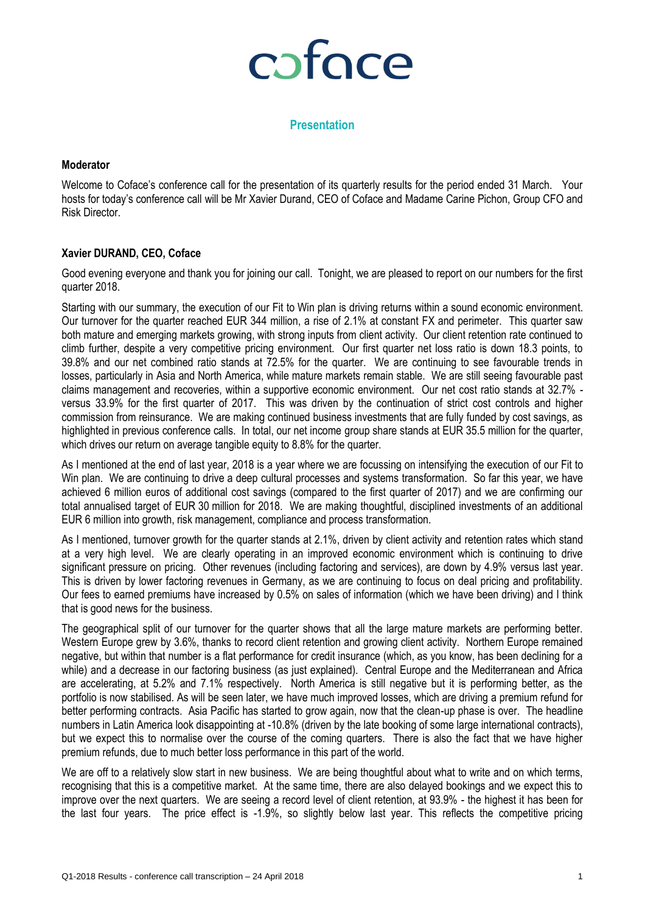# coface

## Presentation

**Moderator**

Welcome to Coface's conference call for the presentation of its quarterly results for the period ended 31 March. Your hosts for today's conference call will be Mr Xavier Durand, CEO of Coface and Madame Carine Pichon, Group CFO and Risk Director.

**Xavier DURAND, CEO, Coface**

Good evening everyone and thank you for joining our call. Tonight, we are pleased to report on our numbers for the first quarter 2018.

Starting with our summary, the execution of our Fit to Win plan is driving returns within a sound economic environment. Our turnover for the quarter reached EUR 344 million, a rise of 2.1% at constant FX and perimeter. This quarter saw both mature and emerging markets growing, with strong inputs from client activity. Our client retention rate continued to climb further, despite a very competitive pricing environment. Our first quarter net loss ratio is down 18.3 points, to 39.8% and our net combined ratio stands at 72.5% for the quarter. We are continuing to see favourable trends in losses, particularly in Asia and North America, while mature markets remain stable. We are still seeing favourable past claims management and recoveries, within a supportive economic environment. Our net cost ratio stands at 32.7% - versus 33.9% for the first quarter of 2017. This was driven by the continuation of strict cost controls and higher commission from reinsurance. We are making continued business investments that are fully funded by cost savings, as highlighted in previous conference calls. In total, our net income group share stands at EUR 35.5 million for the quarter, which drives our return on average tangible equity to 8.8% for the quarter.

As I mentioned at the end of last year, 2018 is a year where we are focussing on intensifying the execution of our Fit to Win plan. We are continuing to drive a deep cultural processes and systems transformation. So far this year, we have achieved 6 million euros of additional cost savings (compared to the first quarter of 2017) and we are confirming our total annualised target of EUR 30 million for 2018. We are making thoughtful, disciplined investments of an additional EUR 6 million into growth, risk management, compliance and process transformation.

As I mentioned, turnover growth for the quarter stands at 2.1%, driven by client activity and retention rates which stand at a very high level. We are clearly operating in an improved economic environment which is continuing to drive significant pressure on pricing. Other revenues (including factoring and services), are down by 4.9% versus last year. This is driven by lower factoring revenues in Germany, as we are continuing to focus on deal pricing and profitability. Our fees to earned premiums have increased by 0.5% on sales of information (which we have been driving) and I think that is good news for the business.

The geographical split of our turnover for the quarter shows that all the large mature markets are performing better. Western Europe grew by 3.6%, thanks to record client retention and growing client activity. Northern Europe remained negative, but within that number is a flat performance for credit insurance (which, as you know, has been declining for a while) and a decrease in our factoring business (as just explained). Central Europe and the Mediterranean and Africa are accelerating, at 5.2% and 7.1% respectively. North America is still negative but it is performing better, as the portfolio is now stabilised. As will be seen later, we have much improved losses, which are driving a premium refund for better performing contracts. Asia Pacific has started to grow again, now that the clean-up phase is over. The headline numbers in Latin America look disappointing at -10.8% (driven by the late booking of some large international contracts), but we expect this to normalise over the course of the coming quarters. There is also the fact that we have higher premium refunds, due to much better loss performance in this part of the world.

We are off to a relatively slow start in new business. We are being thoughtful about what to write and on which terms, recognising that this is a competitive market. At the same time, there are also delayed bookings and we expect this to improve over the next quarters. We are seeing a record level of client retention, at 93.9% - the highest it has been for the last four years. The price effect is -1.9%, so slightly below last year. This reflects the competitive pricing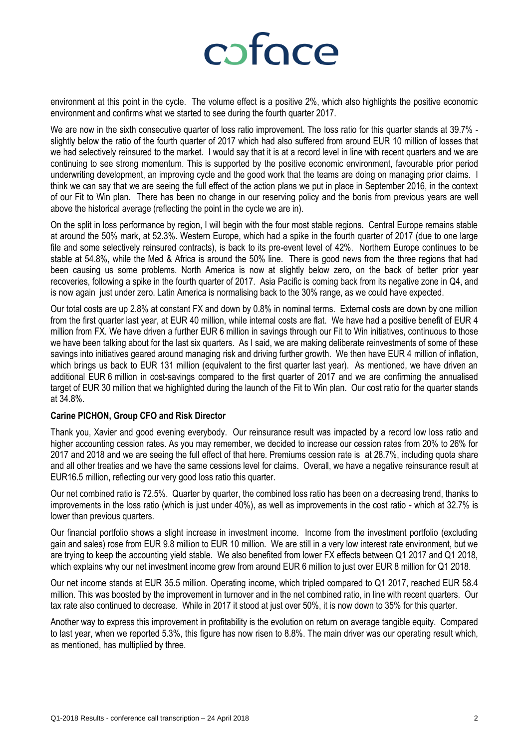environment at this point in the cycle. The volume effect is a positive 2%, which also highlights the positive economic environment and confirms what we started to see during the fourth quarter 2017.

We are now in the sixth consecutive quarter of loss ratio improvement. The loss ratio for this quarter stands at 39.7% - slightly below the ratio of the fourth quarter of 2017 which had also suffered from around EUR 10 million of losses that we had selectively reinsured to the market. I would say that it is at a record level in line with recent quarters and we are continuing to see strong momentum. This is supported by the positive economic environment, favourable prior period underwriting development, an improving cycle and the good work that the teams are doing on managing prior claims. I think we can say that we are seeing the full effect of the action plans we put in place in September 2016, in the context of our Fit to Win plan. There has been no change in our reserving policy and the bonis from previous years are well above the historical average (reflecting the point in the cycle we are in).

On the split in loss performance by region, I will begin with the four most stable regions. Central Europe remains stable at around the 50% mark, at 52.3%. Western Europe, which had a spike in the fourth quarter of 2017 (due to one large file and some selectively reinsured contracts), is back to its pre-event level of 42%. Northern Europe continues to be stable at 54.8%, while the Med & Africa is around the 50% line. There is good news from the three regions that had been causing us some problems. North America is now at slightly below zero, on the back of better prior year recoveries, following a spike in the fourth quarter of 2017. Asia Pacific is coming back from its negative zone in Q4, and is now again just under zero. Latin America is normalising back to the 30% range, as we could have expected.

Our total costs are up 2.8% at constant FX and down by 0.8% in nominal terms. External costs are down by one million from the first quarter last year, at EUR 40 million, while internal costs are flat. We have had a positive benefit of EUR 4 million from FX. We have driven a further EUR 6 million in savings through our Fit to Win initiatives, continuous to those we have been talking about for the last six quarters. As I said, we are making deliberate reinvestments of some of these savings into initiatives geared around managing risk and driving further growth. We then have EUR 4 million of inflation, which brings us back to EUR 131 million (equivalent to the first quarter last year). As mentioned, we have driven an additional EUR 6 million in cost-savings compared to the first quarter of 2017 and we are confirming the annualised target of EUR 30 million that we highlighted during the launch of the Fit to Win plan. Our cost ratio for the quarter stands at 34.8%.

**Carine PICHON, Group CFO and Risk Director**

Thank you, Xavier and good evening everybody. Our reinsurance result was impacted by a record low loss ratio and higher accounting cession rates. As you may remember, we decided to increase our cession rates from 20% to 26% for 2017 and 2018 and we are seeing the full effect of that here. Premiums cession rate is at 28.7%, including quota share and all other treaties and we have the same cessions level for claims. Overall, we have a negative reinsurance result at EUR16.5 million, reflecting our very good loss ratio this quarter.

Our net combined ratio is 72.5%. Quarter by quarter, the combined loss ratio has been on a decreasing trend, thanks to improvements in the loss ratio (which is just under 40%), as well as improvements in the cost ratio - which at 32.7% is lower than previous quarters.

Our financial portfolio shows a slight increase in investment income. Income from the investment portfolio (excluding gain and sales) rose from EUR 9.8 million to EUR 10 million. We are still in a very low interest rate environment, but we are trying to keep the accounting yield stable. We also benefited from lower FX effects between Q1 2017 and Q1 2018, which explains why our net investment income grew from around EUR 6 million to just over EUR 8 million for Q1 2018.

Our net income stands at EUR 35.5 million. Operating income, which tripled compared to Q1 2017, reached EUR 58.4 million. This was boosted by the improvement in turnover and in the net combined ratio, in line with recent quarters. Our tax rate also continued to decrease. While in 2017 it stood at just over 50%, it is now down to 35% for this quarter.

Another way to express this improvement in profitability is the evolution on return on average tangible equity. Compared to last year, when we reported 5.3%, this figure has now risen to 8.8%. The main driver was our operating result which, as mentioned, has multiplied by three.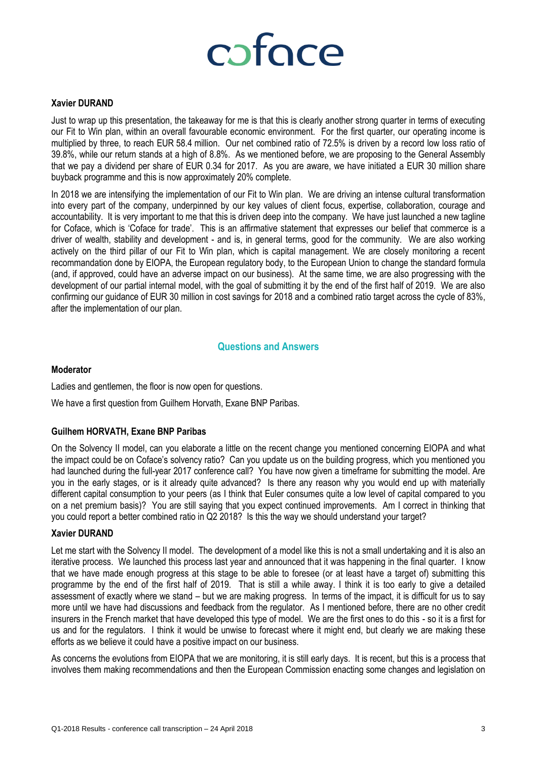**Xavier DURAND**

Just to wrap up this presentation, the takeaway for me is that this is clearly another strong quarter in terms of executing our Fit to Win plan, within an overall favourable economic environment. For the first quarter, our operating income is multiplied by three, to reach EUR 58.4 million. Our net combined ratio of 72.5% is driven by a record low loss ratio of 39.8%, while our return stands at a high of 8.8%. As we mentioned before, we are proposing to the General Assembly that we pay a dividend per share of EUR 0.34 for 2017. As you are aware, we have initiated a EUR 30 million share buyback programme and this is now approximately 20% complete.

In 2018 we are intensifying the implementation of our Fit to Win plan. We are driving an intense cultural transformation into every part of the company, underpinned by our key values of client focus, expertise, collaboration, courage and accountability. It is very important to me that this is driven deep into the company. We have just launched a new tagline for Coface, which is 'Coface for trade'. This is an affirmative statement that expresses our belief that commerce is a driver of wealth, stability and development - and is, in general terms, good for the community. We are also working actively on the third pillar of our Fit to Win plan, which is capital management. We are closely monitoring a recent recommandation done by EIOPA, the European regulatory body, to the European Union to change the standard formula (and, if approved, could have an adverse impact on our business). At the same time, we are also progressing with the development of our partial internal model, with the goal of submitting it by the end of the first half of 2019. We are also confirming our guidance of EUR 30 million in cost savings for 2018 and a combined ratio target across the cycle of 83%, after the implementation of our plan.

## Questions and Answers

**Moderator**

Ladies and gentlemen, the floor is now open for questions.

We have a first question from Guilhem Horvath, Exane BNP Paribas.

**Guilhem HORVATH, Exane BNP Paribas**

On the Solvency II model, can you elaborate a little on the recent change you mentioned concerning EIOPA and what the impact could be on Coface's solvency ratio? Can you update us on the building progress, which you mentioned you had launched during the full-year 2017 conference call? You have now given a timeframe for submitting the model. Are you in the early stages, or is it already quite advanced? Is there any reason why you would end up with materially different capital consumption to your peers (as I think that Euler consumes quite a low level of capital compared to you on a net premium basis)? You are still saying that you expect continued improvements. Am I correct in thinking that you could report a better combined ratio in Q2 2018? Is this the way we should understand your target?

**Xavier DURAND**

Let me start with the Solvency II model. The development of a model like this is not a small undertaking and it is also an iterative process. We launched this process last year and announced that it was happening in the final quarter. I know that we have made enough progress at this stage to be able to foresee (or at least have a target of) submitting this programme by the end of the first half of 2019. That is still a while away. I think it is too early to give a detailed assessment of exactly where we stand – but we are making progress. In terms of the impact, it is difficult for us to say more until we have had discussions and feedback from the regulator. As I mentioned before, there are no other credit insurers in the French market that have developed this type of model. We are the first ones to do this - so it is a first for us and for the regulators. I think it would be unwise to forecast where it might end, but clearly we are making these efforts as we believe it could have a positive impact on our business.

As concerns the evolutions from EIOPA that we are monitoring, it is still early days. It is recent, but this is a process that involves them making recommendations and then the European Commission enacting some changes and legislation on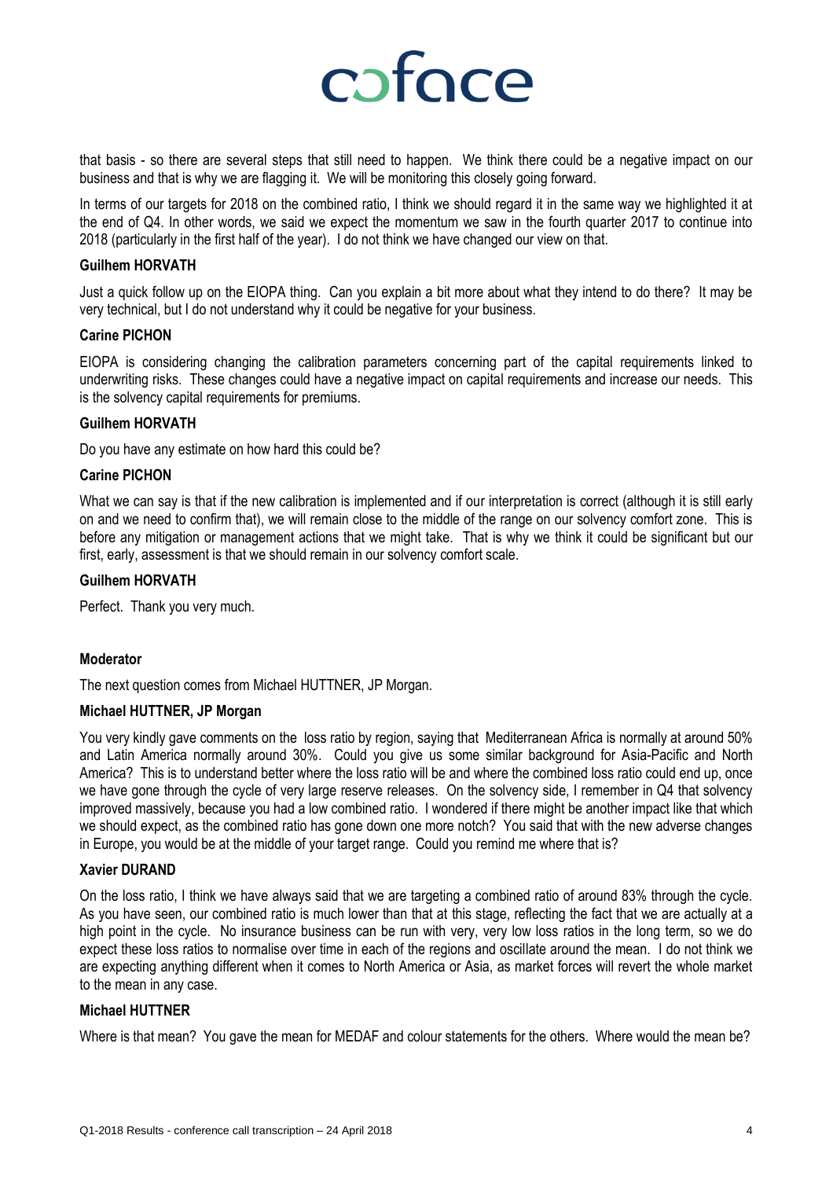that basis - so there are several steps that still need to happen. We think there could be a negative impact on our business and that is why we are flagging it. We will be monitoring this closely going forward.

In terms of our targets for 2018 on the combined ratio, I think we should regard it in the same way we highlighted it at the end of Q4. In other words, we said we expect the momentum we saw in the fourth quarter 2017 to continue into 2018 (particularly in the first half of the year). I do not think we have changed our view on that.

**Guilhem HORVATH**

Just a quick follow up on the EIOPA thing. Can you explain a bit more about what they intend to do there? It may be very technical, but I do not understand why it could be negative for your business.

**Carine PICHON**

EIOPA is considering changing the calibration parameters concerning part of the capital requirements linked to underwriting risks. These changes could have a negative impact on capital requirements and increase our needs. This is the solvency capital requirements for premiums.

**Guilhem HORVATH**

Do you have any estimate on how hard this could be?

**Carine PICHON**

What we can say is that if the new calibration is implemented and if our interpretation is correct (although it is still early on and we need to confirm that), we will remain close to the middle of the range on our solvency comfort zone. This is before any mitigation or management actions that we might take. That is why we think it could be significant but our first, early, assessment is that we should remain in our solvency comfort scale.

**Guilhem HORVATH**

Perfect. Thank you very much.

**Moderator**

The next question comes from Michael HUTTNER, JP Morgan.

**Michael HUTTNER, JP Morgan**

You very kindly gave comments on the loss ratio by region, saying that Mediterranean Africa is normally at around 50% and Latin America normally around 30%. Could you give us some similar background for Asia-Pacific and North America? This is to understand better where the loss ratio will be and where the combined loss ratio could end up, once we have gone through the cycle of very large reserve releases. On the solvency side, I remember in Q4 that solvency improved massively, because you had a low combined ratio. I wondered if there might be another impact like that which we should expect, as the combined ratio has gone down one more notch? You said that with the new adverse changes in Europe, you would be at the middle of your target range. Could you remind me where that is?

**Xavier DURAND**

On the loss ratio, I think we have always said that we are targeting a combined ratio of around 83% through the cycle. As you have seen, our combined ratio is much lower than that at this stage, reflecting the fact that we are actually at a high point in the cycle. No insurance business can be run with very, very low loss ratios in the long term, so we do expect these loss ratios to normalise over time in each of the regions and oscillate around the mean. I do not think we are expecting anything different when it comes to North America or Asia, as market forces will revert the whole market to the mean in any case.

**Michael HUTTNER**

Where is that mean? You gave the mean for MEDAF and colour statements for the others. Where would the mean be?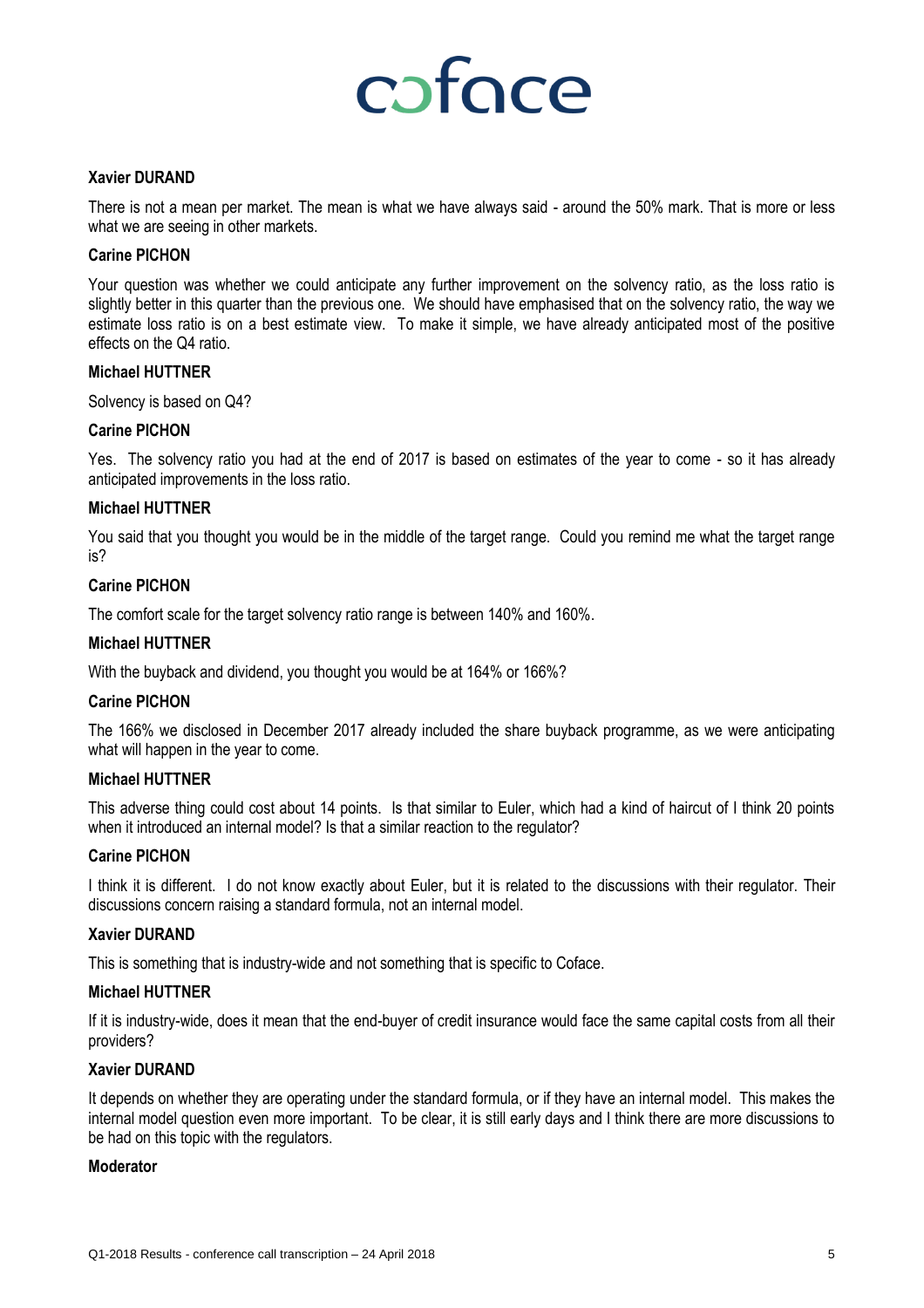**Xavier DURAND**

There is not a mean per market. The mean is what we have always said - around the 50% mark. That is more or less what we are seeing in other markets.

**Carine PICHON**

Your question was whether we could anticipate any further improvement on the solvency ratio, as the loss ratio is slightly better in this quarter than the previous one. We should have emphasised that on the solvency ratio, the way we estimate loss ratio is on a best estimate view. To make it simple, we have already anticipated most of the positive effects on the Q4 ratio.

**Michael HUTTNER**

Solvency is based on Q4?

**Carine PICHON**

Yes. The solvency ratio you had at the end of 2017 is based on estimates of the year to come - so it has already anticipated improvements in the loss ratio.

**Michael HUTTNER**

You said that you thought you would be in the middle of the target range. Could you remind me what the target range is?

**Carine PICHON**

The comfort scale for the target solvency ratio range is between 140% and 160%.

**Michael HUTTNER**

With the buyback and dividend, you thought you would be at 164% or 166%?

**Carine PICHON**

The 166% we disclosed in December 2017 already included the share buyback programme, as we were anticipating what will happen in the year to come.

**Michael HUTTNER**

This adverse thing could cost about 14 points. Is that similar to Euler, which had a kind of haircut of I think 20 points when it introduced an internal model? Is that a similar reaction to the regulator?

**Carine PICHON**

I think it is different. I do not know exactly about Euler, but it is related to the discussions with their regulator. Their discussions concern raising a standard formula, not an internal model.

**Xavier DURAND**

This is something that is industry-wide and not something that is specific to Coface.

**Michael HUTTNER**

If it is industry-wide, does it mean that the end-buyer of credit insurance would face the same capital costs from all their providers?

**Xavier DURAND**

It depends on whether they are operating under the standard formula, or if they have an internal model. This makes the internal model question even more important. To be clear, it is still early days and I think there are more discussions to be had on this topic with the regulators.

**Moderator**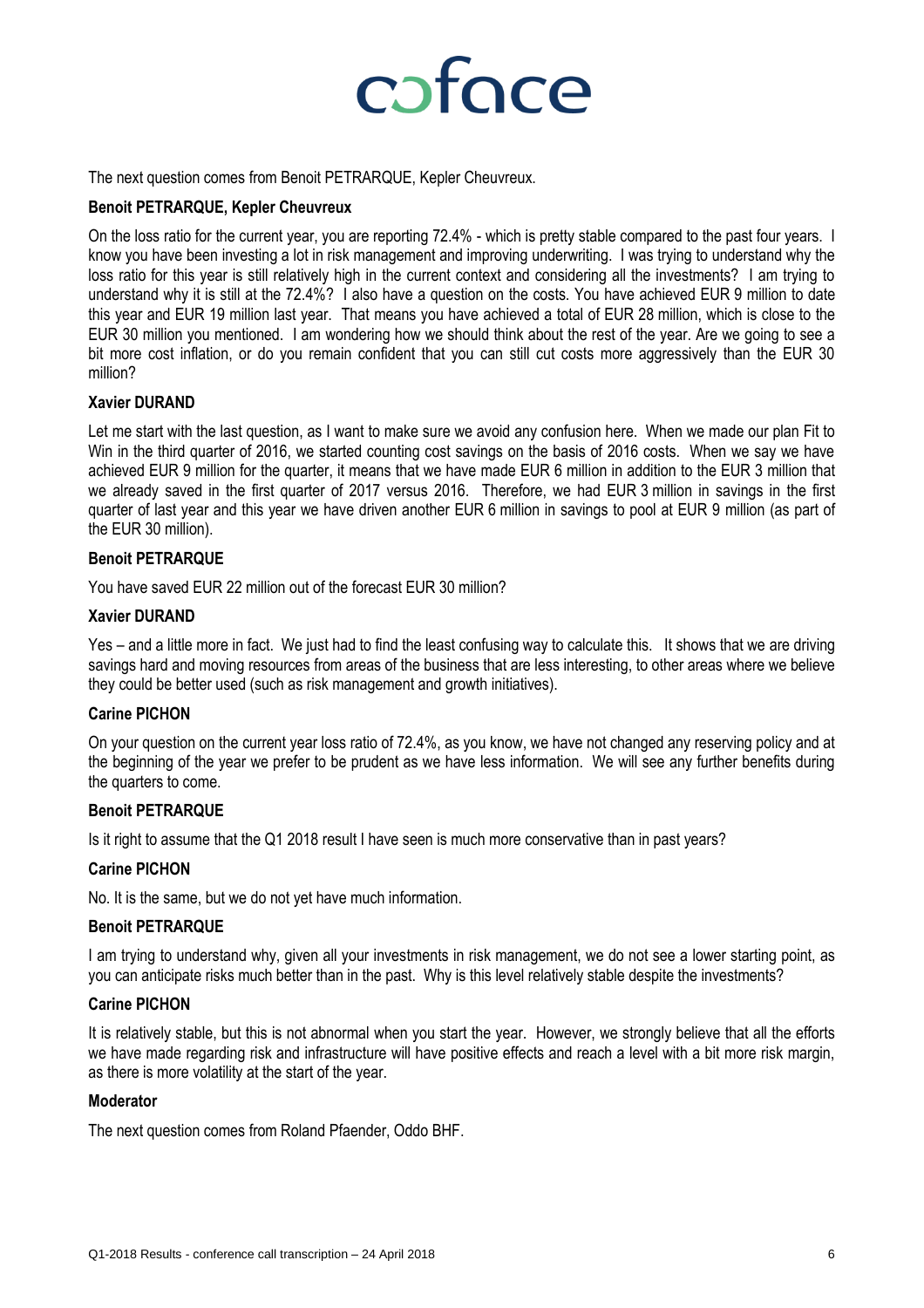The next question comes from Benoit PETRARQUE, Kepler Cheuvreux.

**Benoit PETRARQUE, Kepler Cheuvreux**

On the loss ratio for the current year, you are reporting 72.4% - which is pretty stable compared to the past four years. I know you have been investing a lot in risk management and improving underwriting. I was trying to understand why the loss ratio for this year is still relatively high in the current context and considering all the investments? I am trying to understand why it is still at the 72.4%? I also have a question on the costs. You have achieved EUR 9 million to date this year and EUR 19 million last year. That means you have achieved a total of EUR 28 million, which is close to the EUR 30 million you mentioned. I am wondering how we should think about the rest of the year. Are we going to see a bit more cost inflation, or do you remain confident that you can still cut costs more aggressively than the EUR 30 million?

**Xavier DURAND**

Let me start with the last question, as I want to make sure we avoid any confusion here. When we made our plan Fit to Win in the third quarter of 2016, we started counting cost savings on the basis of 2016 costs. When we say we have achieved EUR 9 million for the quarter, it means that we have made EUR 6 million in addition to the EUR 3 million that we already saved in the first quarter of 2017 versus 2016. Therefore, we had EUR 3 million in savings in the first quarter of last year and this year we have driven another EUR 6 million in savings to pool at EUR 9 million (as part of the EUR 30 million).

**Benoit PETRARQUE**

You have saved EUR 22 million out of the forecast EUR 30 million?

**Xavier DURAND**

Yes – and a little more in fact. We just had to find the least confusing way to calculate this. It shows that we are driving savings hard and moving resources from areas of the business that are less interesting, to other areas where we believe they could be better used (such as risk management and growth initiatives).

**Carine PICHON**

On your question on the current year loss ratio of 72.4%, as you know, we have not changed any reserving policy and at the beginning of the year we prefer to be prudent as we have less information. We will see any further benefits during the quarters to come.

**Benoit PETRARQUE**

Is it right to assume that the Q1 2018 result I have seen is much more conservative than in past years?

**Carine PICHON**

No. It is the same, but we do not yet have much information.

**Benoit PETRARQUE**

I am trying to understand why, given all your investments in risk management, we do not see a lower starting point, as you can anticipate risks much better than in the past. Why is this level relatively stable despite the investments?

**Carine PICHON**

It is relatively stable, but this is not abnormal when you start the year. However, we strongly believe that all the efforts we have made regarding risk and infrastructure will have positive effects and reach a level with a bit more risk margin, as there is more volatility at the start of the year.

**Moderator**

The next question comes from Roland Pfaender, Oddo BHF.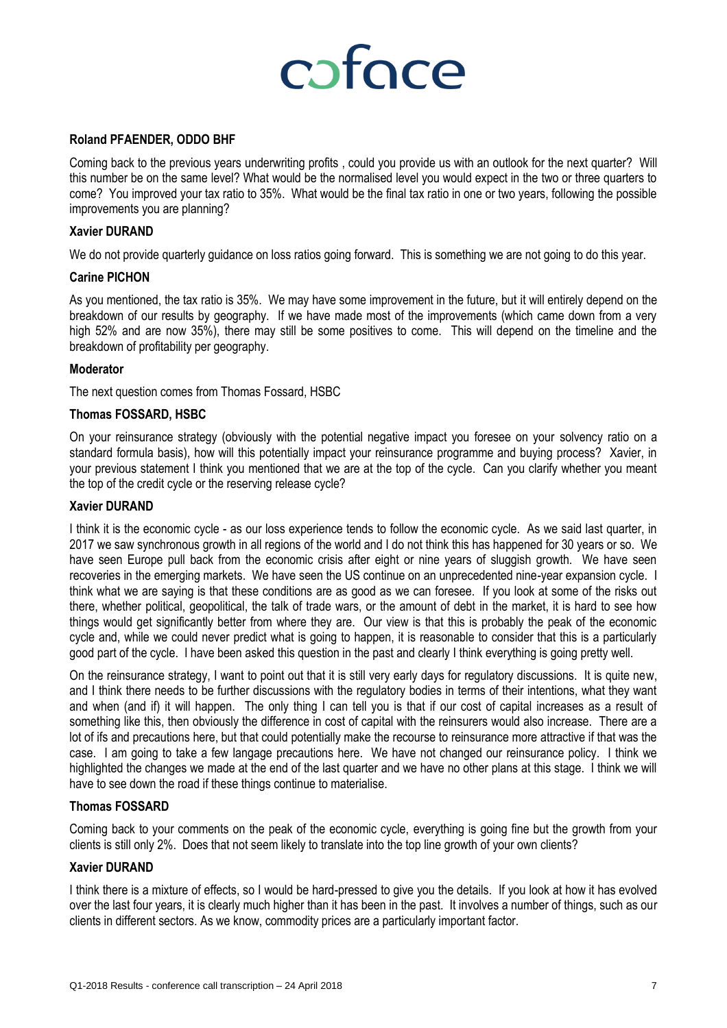**Roland PFAENDER, ODDO BHF**

Coming back to the previous years underwriting profits , could you provide us with an outlook for the next quarter? Will this number be on the same level? What would be the normalised level you would expect in the two or three quarters to come? You improved your tax ratio to 35%. What would be the final tax ratio in one or two years, following the possible improvements you are planning?

**Xavier DURAND**

We do not provide quarterly guidance on loss ratios going forward. This is something we are not going to do this year.

**Carine PICHON**

As you mentioned, the tax ratio is 35%. We may have some improvement in the future, but it will entirely depend on the breakdown of our results by geography. If we have made most of the improvements (which came down from a very high 52% and are now 35%), there may still be some positives to come. This will depend on the timeline and the breakdown of profitability per geography.

**Moderator**

The next question comes from Thomas Fossard, HSBC

**Thomas FOSSARD, HSBC**

On your reinsurance strategy (obviously with the potential negative impact you foresee on your solvency ratio on a standard formula basis), how will this potentially impact your reinsurance programme and buying process? Xavier, in your previous statement I think you mentioned that we are at the top of the cycle. Can you clarify whether you meant the top of the credit cycle or the reserving release cycle?

**Xavier DURAND**

I think it is the economic cycle - as our loss experience tends to follow the economic cycle. As we said last quarter, in 2017 we saw synchronous growth in all regions of the world and I do not think this has happened for 30 years or so. We have seen Europe pull back from the economic crisis after eight or nine years of sluggish growth. We have seen recoveries in the emerging markets. We have seen the US continue on an unprecedented nine-year expansion cycle. I think what we are saying is that these conditions are as good as we can foresee. If you look at some of the risks out there, whether political, geopolitical, the talk of trade wars, or the amount of debt in the market, it is hard to see how things would get significantly better from where they are. Our view is that this is probably the peak of the economic cycle and, while we could never predict what is going to happen, it is reasonable to consider that this is a particularly good part of the cycle. I have been asked this question in the past and clearly I think everything is going pretty well.

On the reinsurance strategy, I want to point out that it is still very early days for regulatory discussions. It is quite new, and I think there needs to be further discussions with the regulatory bodies in terms of their intentions, what they want and when (and if) it will happen. The only thing I can tell you is that if our cost of capital increases as a result of something like this, then obviously the difference in cost of capital with the reinsurers would also increase. There are a lot of ifs and precautions here, but that could potentially make the recourse to reinsurance more attractive if that was the case. I am going to take a few langage precautions here. We have not changed our reinsurance policy. I think we highlighted the changes we made at the end of the last quarter and we have no other plans at this stage. I think we will have to see down the road if these things continue to materialise.

**Thomas FOSSARD**

Coming back to your comments on the peak of the economic cycle, everything is going fine but the growth from your clients is still only 2%. Does that not seem likely to translate into the top line growth of your own clients?

**Xavier DURAND**

I think there is a mixture of effects, so I would be hard-pressed to give you the details. If you look at how it has evolved over the last four years, it is clearly much higher than it has been in the past. It involves a number of things, such as our clients in different sectors. As we know, commodity prices are a particularly important factor.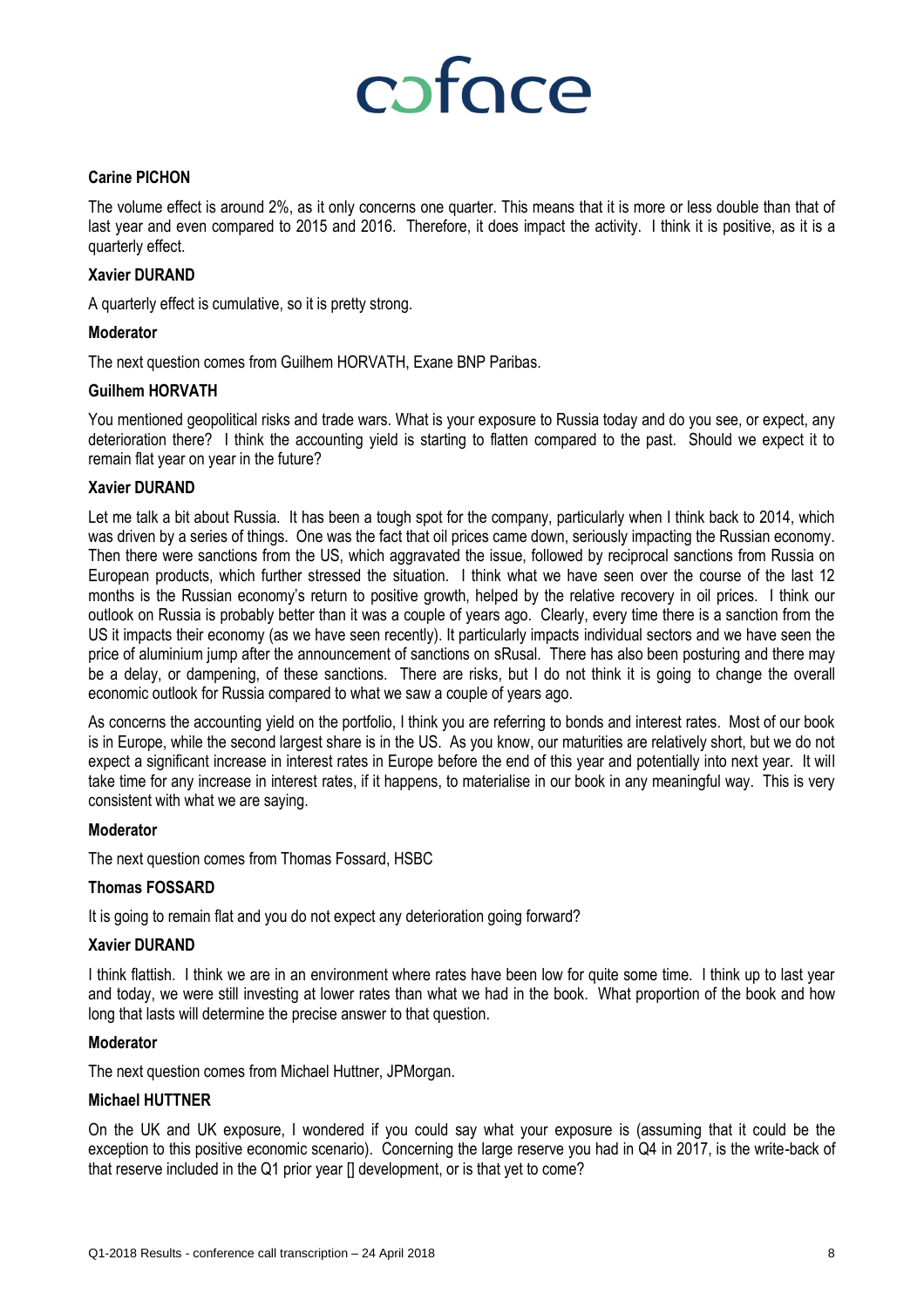**Carine PICHON**

The volume effect is around 2%, as it only concerns one quarter. This means that it is more or less double than that of last year and even compared to 2015 and 2016. Therefore, it does impact the activity. I think it is positive, as it is a quarterly effect.

**Xavier DURAND**

A quarterly effect is cumulative, so it is pretty strong.

**Moderator**

The next question comes from Guilhem HORVATH, Exane BNP Paribas.

**Guilhem HORVATH**

You mentioned geopolitical risks and trade wars. What is your exposure to Russia today and do you see, or expect, any deterioration there? I think the accounting yield is starting to flatten compared to the past. Should we expect it to remain flat year on year in the future?

**Xavier DURAND**

Let me talk a bit about Russia. It has been a tough spot for the company, particularly when I think back to 2014, which was driven by a series of things. One was the fact that oil prices came down, seriously impacting the Russian economy. Then there were sanctions from the US, which aggravated the issue, followed by reciprocal sanctions from Russia on European products, which further stressed the situation. I think what we have seen over the course of the last 12 months is the Russian economy's return to positive growth, helped by the relative recovery in oil prices. I think our outlook on Russia is probably better than it was a couple of years ago. Clearly, every time there is a sanction from the US it impacts their economy (as we have seen recently). It particularly impacts individual sectors and we have seen the price of aluminium jump after the announcement of sanctions on sRusal. There has also been posturing and there may be a delay, or dampening, of these sanctions. There are risks, but I do not think it is going to change the overall economic outlook for Russia compared to what we saw a couple of years ago.

As concerns the accounting yield on the portfolio, I think you are referring to bonds and interest rates. Most of our book is in Europe, while the second largest share is in the US. As you know, our maturities are relatively short, but we do not expect a significant increase in interest rates in Europe before the end of this year and potentially into next year. It will take time for any increase in interest rates, if it happens, to materialise in our book in any meaningful way. This is very consistent with what we are saying.

**Moderator**

The next question comes from Thomas Fossard, HSBC

**Thomas FOSSARD**

It is going to remain flat and you do not expect any deterioration going forward?

**Xavier DURAND**

I think flattish. I think we are in an environment where rates have been low for quite some time. I think up to last year and today, we were still investing at lower rates than what we had in the book. What proportion of the book and how long that lasts will determine the precise answer to that question.

**Moderator**

The next question comes from Michael Huttner, JPMorgan.

**Michael HUTTNER**

On the UK and UK exposure, I wondered if you could say what your exposure is (assuming that it could be the exception to this positive economic scenario). Concerning the large reserve you had in Q4 in 2017, is the write-back of that reserve included in the Q1 prior year [] development, or is that yet to come?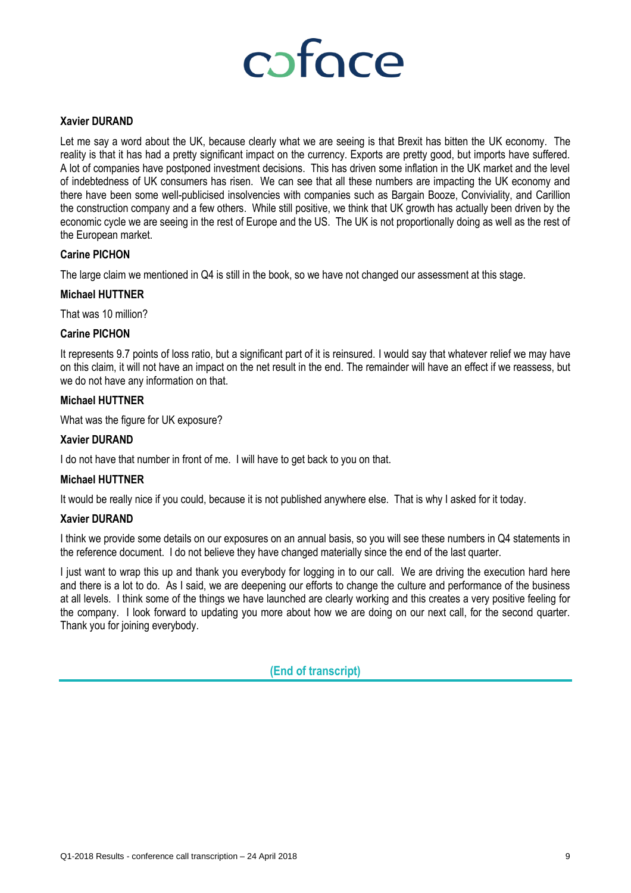**Xavier DURAND**

Let me say a word about the UK, because clearly what we are seeing is that Brexit has bitten the UK economy. The reality is that it has had a pretty significant impact on the currency. Exports are pretty good, but imports have suffered. A lot of companies have postponed investment decisions. This has driven some inflation in the UK market and the level of indebtedness of UK consumers has risen. We can see that all these numbers are impacting the UK economy and there have been some well-publicised insolvencies with companies such as Bargain Booze, Conviviality, and Carillion the construction company and a few others. While still positive, we think that UK growth has actually been driven by the economic cycle we are seeing in the rest of Europe and the US. The UK is not proportionally doing as well as the rest of the European market.

**Carine PICHON**

The large claim we mentioned in Q4 is still in the book, so we have not changed our assessment at this stage.

**Michael HUTTNER**

That was 10 million?

**Carine PICHON**

It represents 9.7 points of loss ratio, but a significant part of it is reinsured. I would say that whatever relief we may have on this claim, it will not have an impact on the net result in the end. The remainder will have an effect if we reassess, but we do not have any information on that.

**Michael HUTTNER**

What was the figure for UK exposure?

**Xavier DURAND**

I do not have that number in front of me. I will have to get back to you on that.

**Michael HUTTNER**

It would be really nice if you could, because it is not published anywhere else. That is why I asked for it today.

**Xavier DURAND**

I think we provide some details on our exposures on an annual basis, so you will see these numbers in Q4 statements in the reference document. I do not believe they have changed materially since the end of the last quarter.

I just want to wrap this up and thank you everybody for logging in to our call. We are driving the execution hard here and there is a lot to do. As I said, we are deepening our efforts to change the culture and performance of the business at all levels. I think some of the things we have launched are clearly working and this creates a very positive feeling for the company. I look forward to updating you more about how we are doing on our next call, for the second quarter. Thank you for joining everybody.

**(End of transcript)**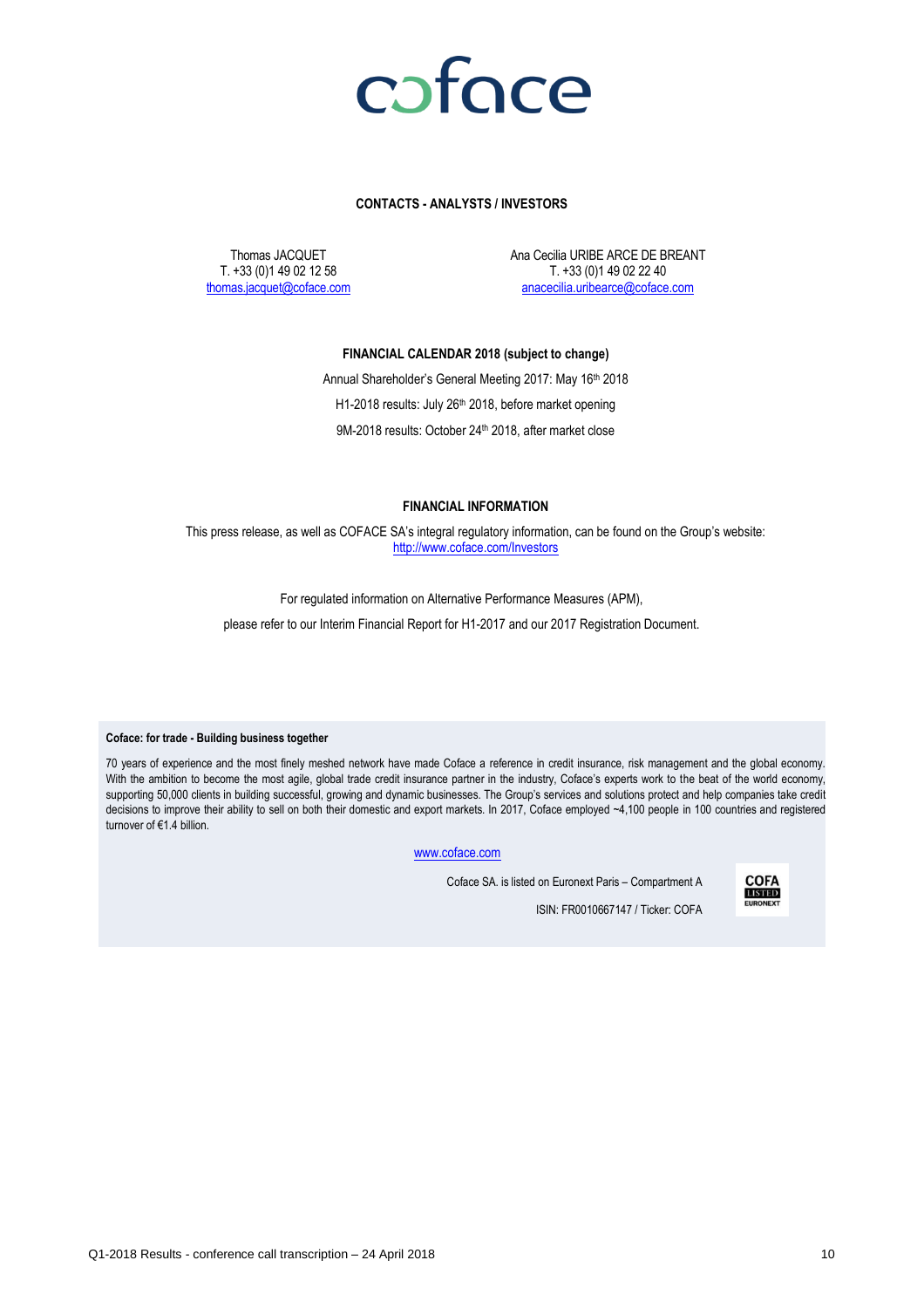coface

**CONTACTS - ANALYSTS / INVESTORS**

Thomas JACQUET
T. +33 (0)1 49 02 12 58
thomas.jacquet@coface.com

Ana Cecilia URIBE ARCE DE BREANT
T. +33 (0)1 49 02 22 40
anacecilia.uribearce@coface.com

**FINANCIAL CALENDAR 2018 (subject to change)**

Annual Shareholder's General Meeting 2017: May 16th 2018

H1-2018 results: July 26th 2018, before market opening

9M-2018 results: October 24th 2018, after market close

**FINANCIAL INFORMATION**

This press release, as well as COFACE SA's integral regulatory information, can be found on the Group's website: http://www.coface.com/Investors

For regulated information on Alternative Performance Measures (APM),

please refer to our Interim Financial Report for H1-2017 and our 2017 Registration Document.

**Coface: for trade - Building business together**

70 years of experience and the most finely meshed network have made Coface a reference in credit insurance, risk management and the global economy. With the ambition to become the most agile, global trade credit insurance partner in the industry, Coface's experts work to the beat of the world economy, supporting 50,000 clients in building successful, growing and dynamic businesses. The Group's services and solutions protect and help companies take credit decisions to improve their ability to sell on both their domestic and export markets. In 2017, Coface employed ~4,100 people in 100 countries and registered turnover of €1.4 billion.

www.coface.com

Coface SA. is listed on Euronext Paris – Compartment A

ISIN: FR0010667147 / Ticker: COFA

COFA LISTED EURONEXT